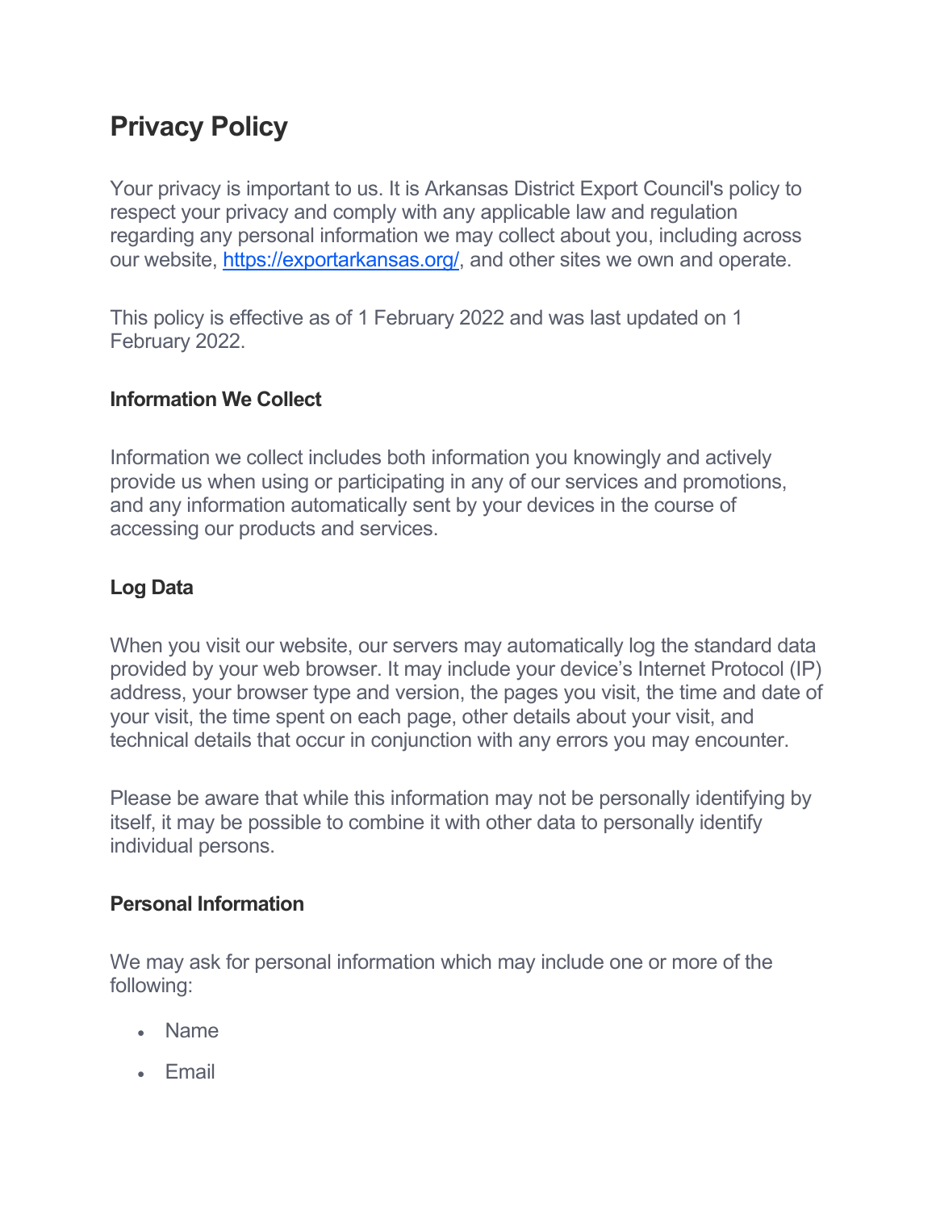# Privacy Policy

Your privacy is important to us. It is Arkansas District Export Council's policy to respect your privacy and comply with any applicable law and regulation regarding any personal information we may collect about you, including across our website, [https://exportarkansas.org/](https://exportarkansas.org/), and other sites we own and operate.

This policy is effective as of 1 February 2022 and was last updated on 1 February 2022.

### Information We Collect

Information we collect includes both information you knowingly and actively provide us when using or participating in any of our services and promotions, and any information automatically sent by your devices in the course of accessing our products and services.

### Log Data

When you visit our website, our servers may automatically log the standard data provided by your web browser. It may include your device's Internet Protocol (IP) address, your browser type and version, the pages you visit, the time and date of your visit, the time spent on each page, other details about your visit, and technical details that occur in conjunction with any errors you may encounter.

Please be aware that while this information may not be personally identifying by itself, it may be possible to combine it with other data to personally identify individual persons.

### Personal Information

We may ask for personal information which may include one or more of the following:

- Name
- Email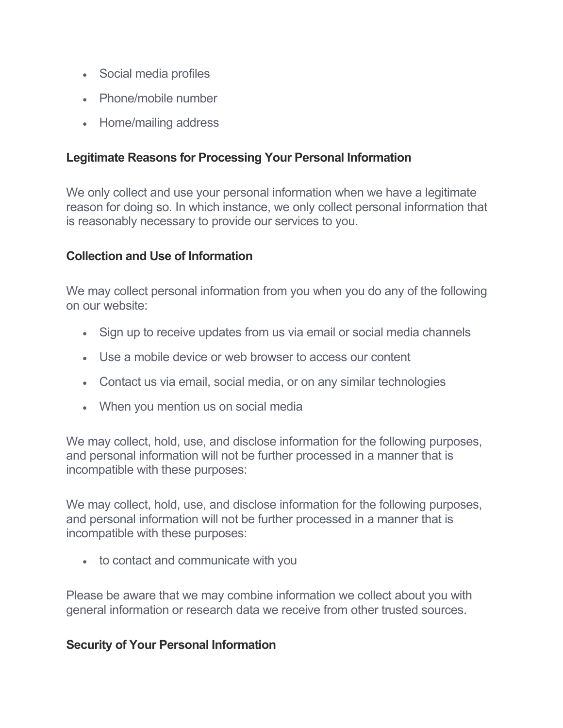- Social media profiles
- Phone/mobile number
- Home/mailing address

**Legitimate Reasons for Processing Your Personal Information**

We only collect and use your personal information when we have a legitimate reason for doing so. In which instance, we only collect personal information that is reasonably necessary to provide our services to you.

**Collection and Use of Information**

We may collect personal information from you when you do any of the following on our website:

- Sign up to receive updates from us via email or social media channels
- Use a mobile device or web browser to access our content
- Contact us via email, social media, or on any similar technologies
- When you mention us on social media

We may collect, hold, use, and disclose information for the following purposes, and personal information will not be further processed in a manner that is incompatible with these purposes:

We may collect, hold, use, and disclose information for the following purposes, and personal information will not be further processed in a manner that is incompatible with these purposes:

- to contact and communicate with you

Please be aware that we may combine information we collect about you with general information or research data we receive from other trusted sources.

**Security of Your Personal Information**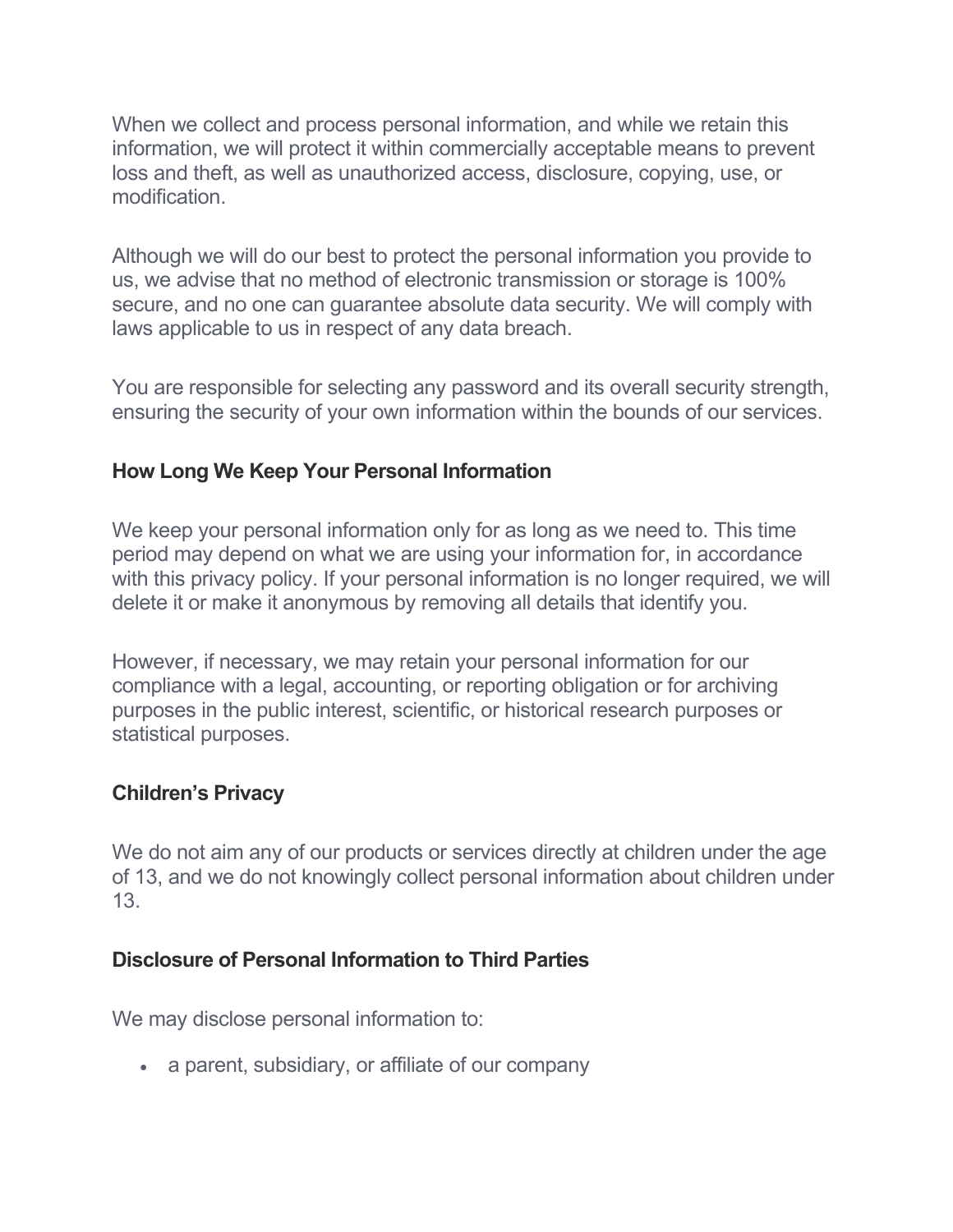When we collect and process personal information, and while we retain this information, we will protect it within commercially acceptable means to prevent loss and theft, as well as unauthorized access, disclosure, copying, use, or modification.

Although we will do our best to protect the personal information you provide to us, we advise that no method of electronic transmission or storage is 100% secure, and no one can guarantee absolute data security. We will comply with laws applicable to us in respect of any data breach.

You are responsible for selecting any password and its overall security strength, ensuring the security of your own information within the bounds of our services.

**How Long We Keep Your Personal Information**

We keep your personal information only for as long as we need to. This time period may depend on what we are using your information for, in accordance with this privacy policy. If your personal information is no longer required, we will delete it or make it anonymous by removing all details that identify you.

However, if necessary, we may retain your personal information for our compliance with a legal, accounting, or reporting obligation or for archiving purposes in the public interest, scientific, or historical research purposes or statistical purposes.

**Children's Privacy**

We do not aim any of our products or services directly at children under the age of 13, and we do not knowingly collect personal information about children under 13.

**Disclosure of Personal Information to Third Parties**

We may disclose personal information to:

- a parent, subsidiary, or affiliate of our company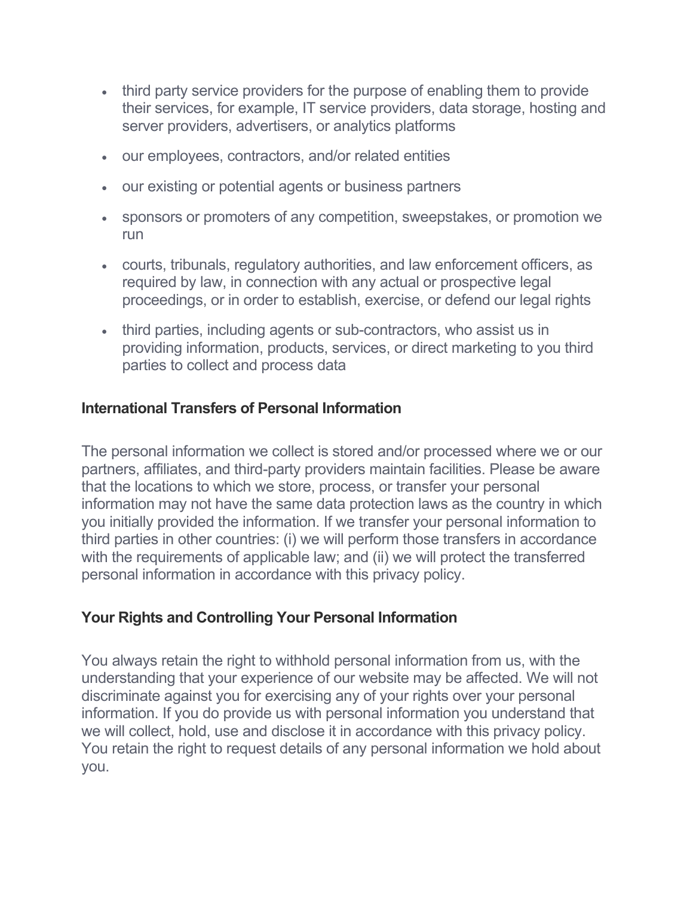- third party service providers for the purpose of enabling them to provide their services, for example, IT service providers, data storage, hosting and server providers, advertisers, or analytics platforms
- our employees, contractors, and/or related entities
- our existing or potential agents or business partners
- sponsors or promoters of any competition, sweepstakes, or promotion we run
- courts, tribunals, regulatory authorities, and law enforcement officers, as required by law, in connection with any actual or prospective legal proceedings, or in order to establish, exercise, or defend our legal rights
- third parties, including agents or sub-contractors, who assist us in providing information, products, services, or direct marketing to you third parties to collect and process data

### International Transfers of Personal Information

The personal information we collect is stored and/or processed where we or our partners, affiliates, and third-party providers maintain facilities. Please be aware that the locations to which we store, process, or transfer your personal information may not have the same data protection laws as the country in which you initially provided the information. If we transfer your personal information to third parties in other countries: (i) we will perform those transfers in accordance with the requirements of applicable law; and (ii) we will protect the transferred personal information in accordance with this privacy policy.

### Your Rights and Controlling Your Personal Information

You always retain the right to withhold personal information from us, with the understanding that your experience of our website may be affected. We will not discriminate against you for exercising any of your rights over your personal information. If you do provide us with personal information you understand that we will collect, hold, use and disclose it in accordance with this privacy policy. You retain the right to request details of any personal information we hold about you.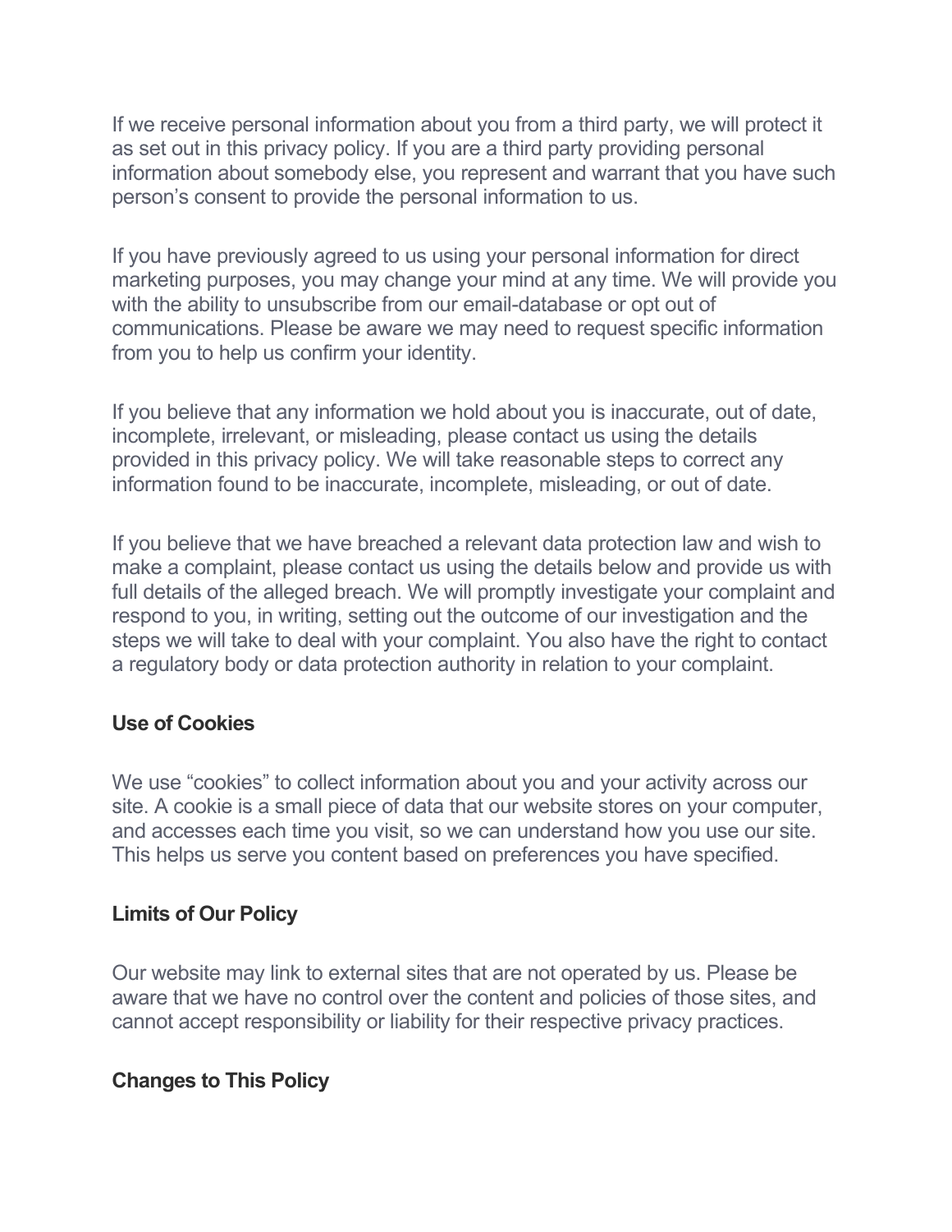If we receive personal information about you from a third party, we will protect it as set out in this privacy policy. If you are a third party providing personal information about somebody else, you represent and warrant that you have such person's consent to provide the personal information to us.

If you have previously agreed to us using your personal information for direct marketing purposes, you may change your mind at any time. We will provide you with the ability to unsubscribe from our email-database or opt out of communications. Please be aware we may need to request specific information from you to help us confirm your identity.

If you believe that any information we hold about you is inaccurate, out of date, incomplete, irrelevant, or misleading, please contact us using the details provided in this privacy policy. We will take reasonable steps to correct any information found to be inaccurate, incomplete, misleading, or out of date.

If you believe that we have breached a relevant data protection law and wish to make a complaint, please contact us using the details below and provide us with full details of the alleged breach. We will promptly investigate your complaint and respond to you, in writing, setting out the outcome of our investigation and the steps we will take to deal with your complaint. You also have the right to contact a regulatory body or data protection authority in relation to your complaint.

**Use of Cookies**

We use "cookies" to collect information about you and your activity across our site. A cookie is a small piece of data that our website stores on your computer, and accesses each time you visit, so we can understand how you use our site. This helps us serve you content based on preferences you have specified.

**Limits of Our Policy**

Our website may link to external sites that are not operated by us. Please be aware that we have no control over the content and policies of those sites, and cannot accept responsibility or liability for their respective privacy practices.

**Changes to This Policy**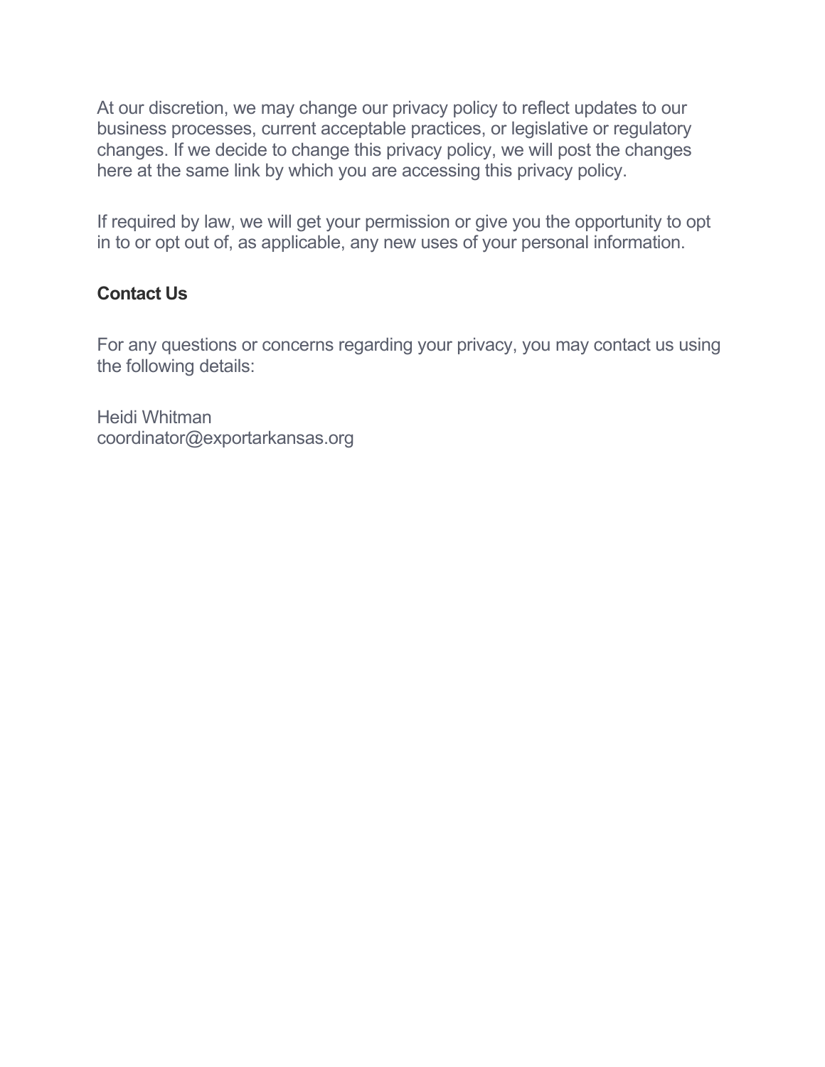At our discretion, we may change our privacy policy to reflect updates to our business processes, current acceptable practices, or legislative or regulatory changes. If we decide to change this privacy policy, we will post the changes here at the same link by which you are accessing this privacy policy.

If required by law, we will get your permission or give you the opportunity to opt in to or opt out of, as applicable, any new uses of your personal information.

**Contact Us**

For any questions or concerns regarding your privacy, you may contact us using the following details:

Heidi Whitman
coordinator@exportarkansas.org